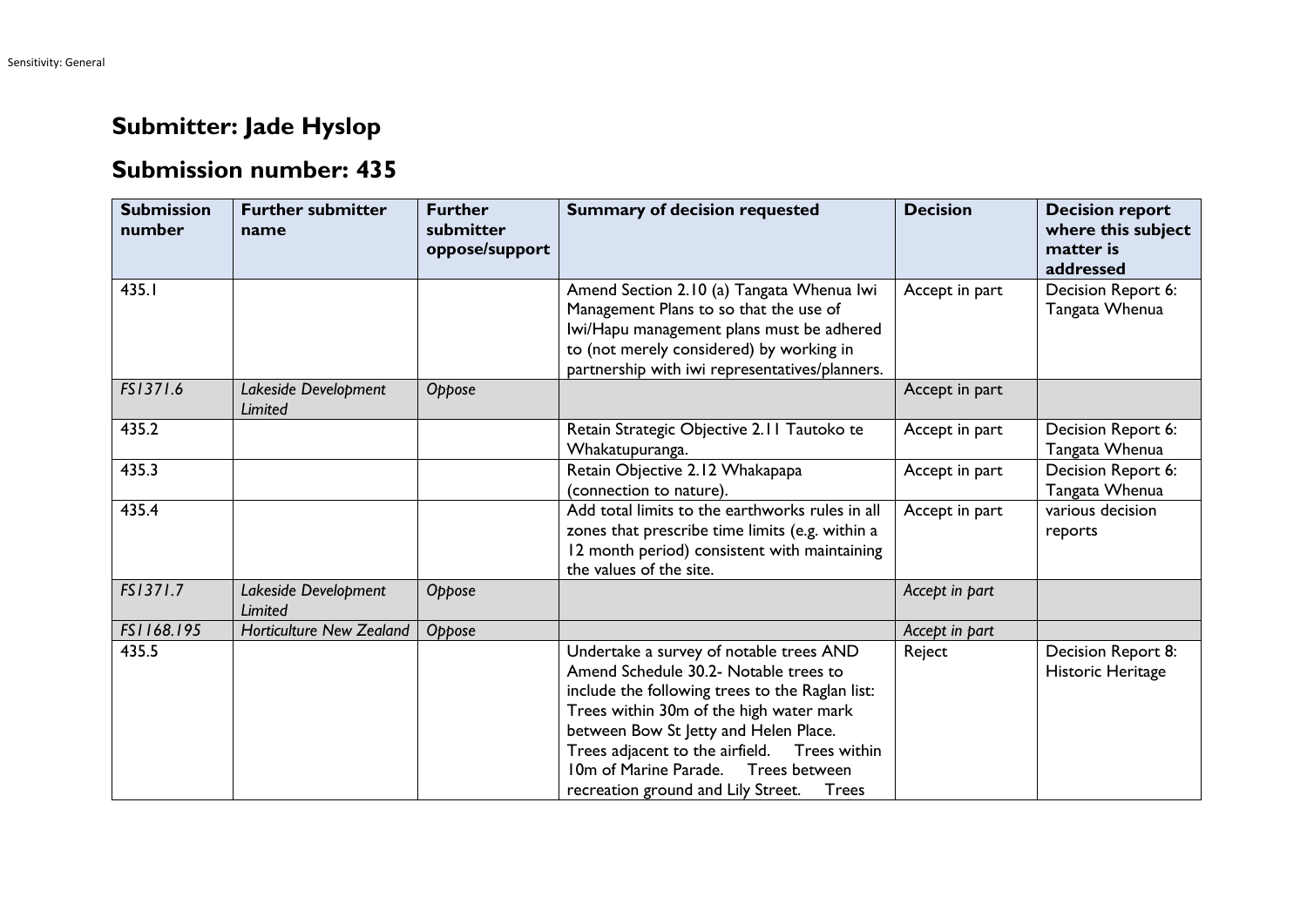# Submitter: Jade Hyslop

## Submission number: 435

| Submission number | Further submitter name | Further submitter oppose/support | Summary of decision requested | Decision | Decision report where this subject matter is addressed |
|---|---|---|---|---|---|
| 435.1 | | | Amend Section 2.10 (a) Tangata Whenua Iwi Management Plans to so that the use of Iwi/Hapu management plans must be adhered to (not merely considered) by working in partnership with iwi representatives/planners. | Accept in part | Decision Report 6: Tangata Whenua |
| *FS1371.6* | *Lakeside Development Limited* | *Oppose* | | Accept in part | |
| 435.2 | | | Retain Strategic Objective 2.11 Tautoko te Whakatupuranga. | Accept in part | Decision Report 6: Tangata Whenua |
| 435.3 | | | Retain Objective 2.12 Whakapapa (connection to nature). | Accept in part | Decision Report 6: Tangata Whenua |
| 435.4 | | | Add total limits to the earthworks rules in all zones that prescribe time limits (e.g. within a 12 month period) consistent with maintaining the values of the site. | Accept in part | various decision reports |
| *FS1371.7* | *Lakeside Development Limited* | *Oppose* | | *Accept in part* | |
| *FS1168.195* | *Horticulture New Zealand* | *Oppose* | | *Accept in part* | |
| 435.5 | | | Undertake a survey of notable trees AND Amend Schedule 30.2- Notable trees to include the following trees to the Raglan list: Trees within 30m of the high water mark between Bow St Jetty and Helen Place. Trees adjacent to the airfield. Trees within 10m of Marine Parade. Trees between recreation ground and Lily Street. Trees | Reject | Decision Report 8: Historic Heritage |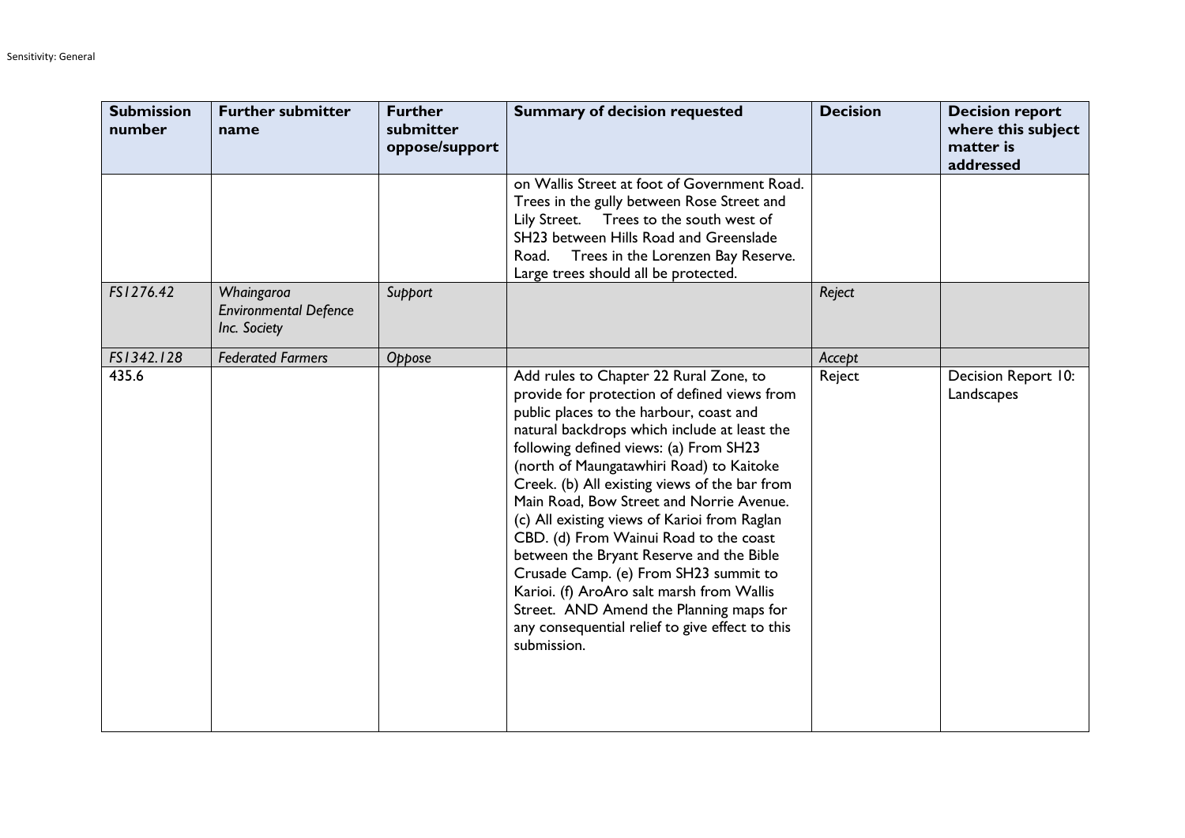| Submission number | Further submitter name | Further submitter oppose/support | Summary of decision requested | Decision | Decision report where this subject matter is addressed |
|---|---|---|---|---|---|
| | | | on Wallis Street at foot of Government Road. Trees in the gully between Rose Street and Lily Street. Trees to the south west of SH23 between Hills Road and Greenslade Road. Trees in the Lorenzen Bay Reserve. Large trees should all be protected. | | |
| *FS1276.42* | *Whaingaroa Environmental Defence Inc. Society* | *Support* | | *Reject* | |
| *FS1342.128* | *Federated Farmers* | *Oppose* | | *Accept* | |
| 435.6 | | | Add rules to Chapter 22 Rural Zone, to provide for protection of defined views from public places to the harbour, coast and natural backdrops which include at least the following defined views: (a) From SH23 (north of Maungatawhiri Road) to Kaitoke Creek. (b) All existing views of the bar from Main Road, Bow Street and Norrie Avenue. (c) All existing views of Karioi from Raglan CBD. (d) From Wainui Road to the coast between the Bryant Reserve and the Bible Crusade Camp. (e) From SH23 summit to Karioi. (f) AroAro salt marsh from Wallis Street. AND Amend the Planning maps for any consequential relief to give effect to this submission. | Reject | Decision Report 10: Landscapes |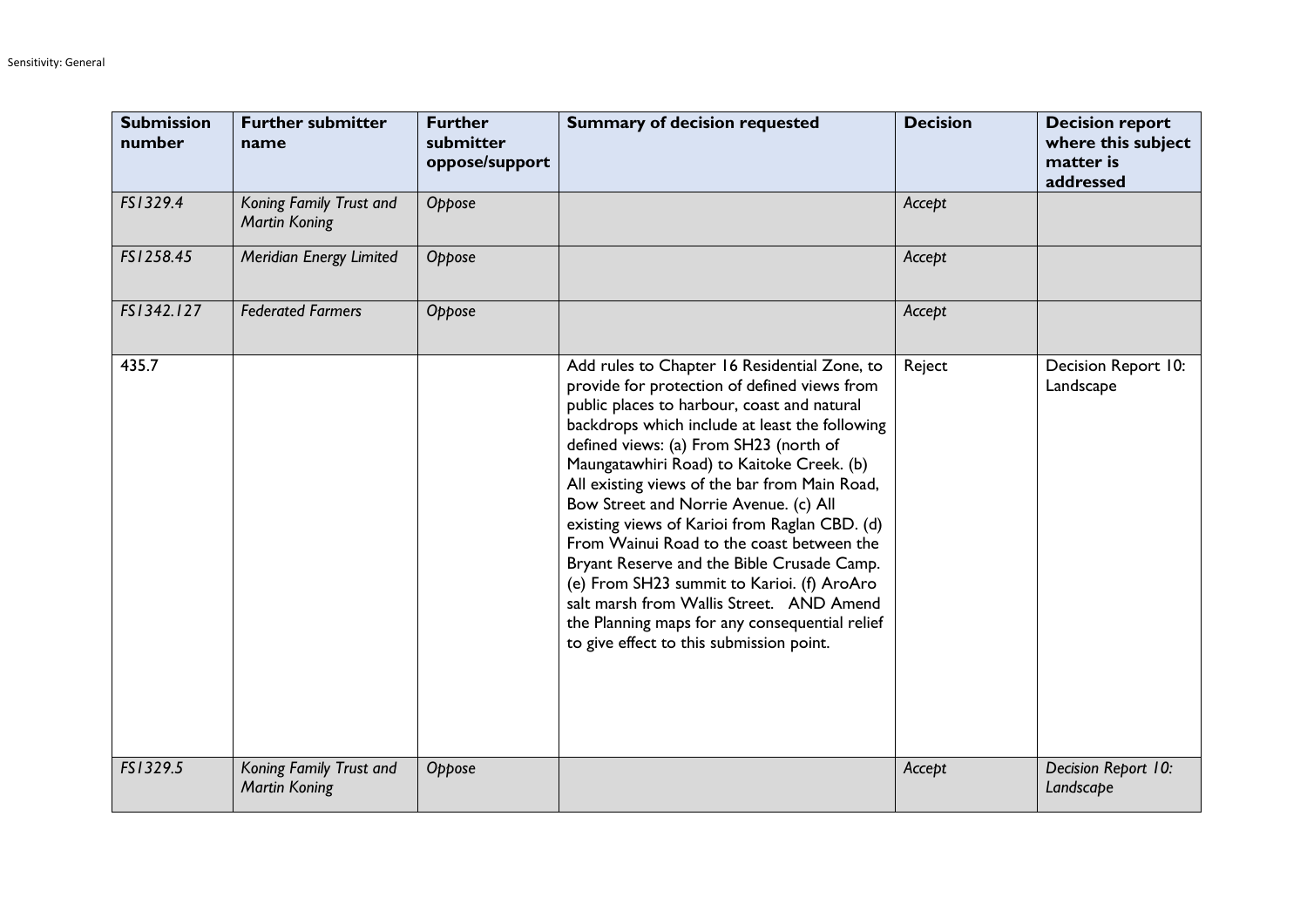| Submission number | Further submitter name | Further submitter oppose/support | Summary of decision requested | Decision | Decision report where this subject matter is addressed |
|---|---|---|---|---|---|
| *FS1329.4* | *Koning Family Trust and Martin Koning* | *Oppose* | | *Accept* | |
| *FS1258.45* | *Meridian Energy Limited* | *Oppose* | | *Accept* | |
| *FS1342.127* | *Federated Farmers* | *Oppose* | | *Accept* | |
| 435.7 | | | Add rules to Chapter 16 Residential Zone, to provide for protection of defined views from public places to harbour, coast and natural backdrops which include at least the following defined views: (a) From SH23 (north of Maungatawhiri Road) to Kaitoke Creek. (b) All existing views of the bar from Main Road, Bow Street and Norrie Avenue. (c) All existing views of Karioi from Raglan CBD. (d) From Wainui Road to the coast between the Bryant Reserve and the Bible Crusade Camp. (e) From SH23 summit to Karioi. (f) AroAro salt marsh from Wallis Street. AND Amend the Planning maps for any consequential relief to give effect to this submission point. | Reject | Decision Report 10: Landscape |
| *FS1329.5* | *Koning Family Trust and Martin Koning* | *Oppose* | | *Accept* | *Decision Report 10: Landscape* |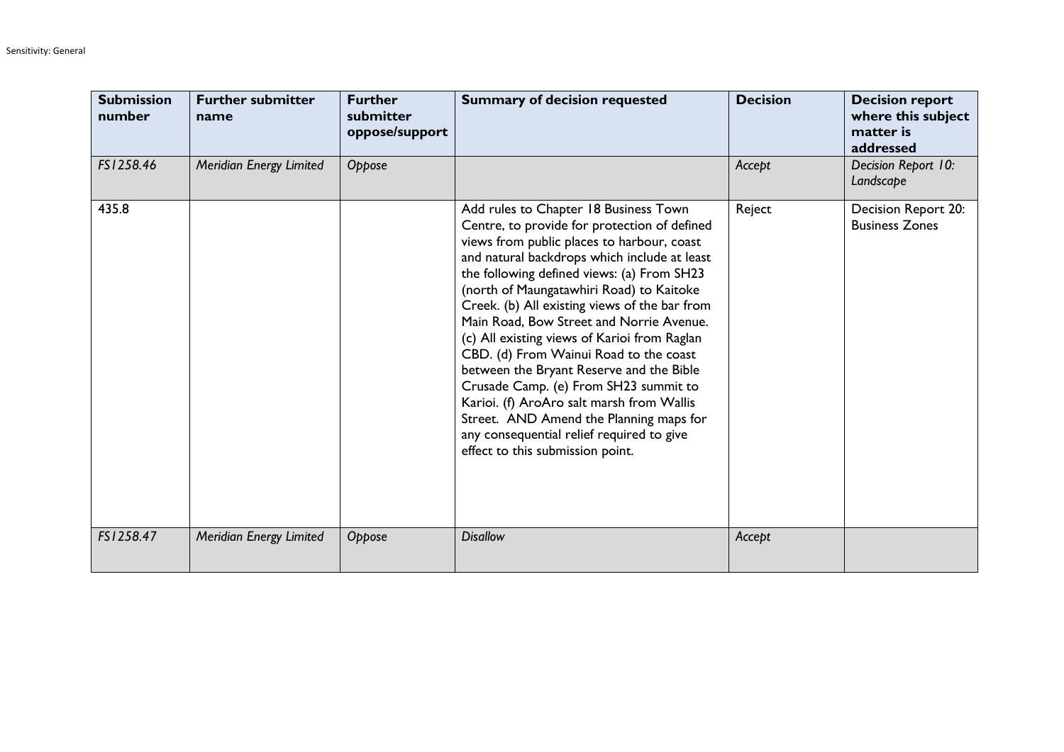| Submission number | Further submitter name | Further submitter oppose/support | Summary of decision requested | Decision | Decision report where this subject matter is addressed |
|---|---|---|---|---|---|
| *FS1258.46* | *Meridian Energy Limited* | *Oppose* | | *Accept* | *Decision Report 10: Landscape* |
| 435.8 | | | Add rules to Chapter 18 Business Town Centre, to provide for protection of defined views from public places to harbour, coast and natural backdrops which include at least the following defined views: (a) From SH23 (north of Maungatawhiri Road) to Kaitoke Creek. (b) All existing views of the bar from Main Road, Bow Street and Norrie Avenue. (c) All existing views of Karioi from Raglan CBD. (d) From Wainui Road to the coast between the Bryant Reserve and the Bible Crusade Camp. (e) From SH23 summit to Karioi. (f) AroAro salt marsh from Wallis Street. AND Amend the Planning maps for any consequential relief required to give effect to this submission point. | Reject | Decision Report 20: Business Zones |
| *FS1258.47* | *Meridian Energy Limited* | *Oppose* | *Disallow* | *Accept* | |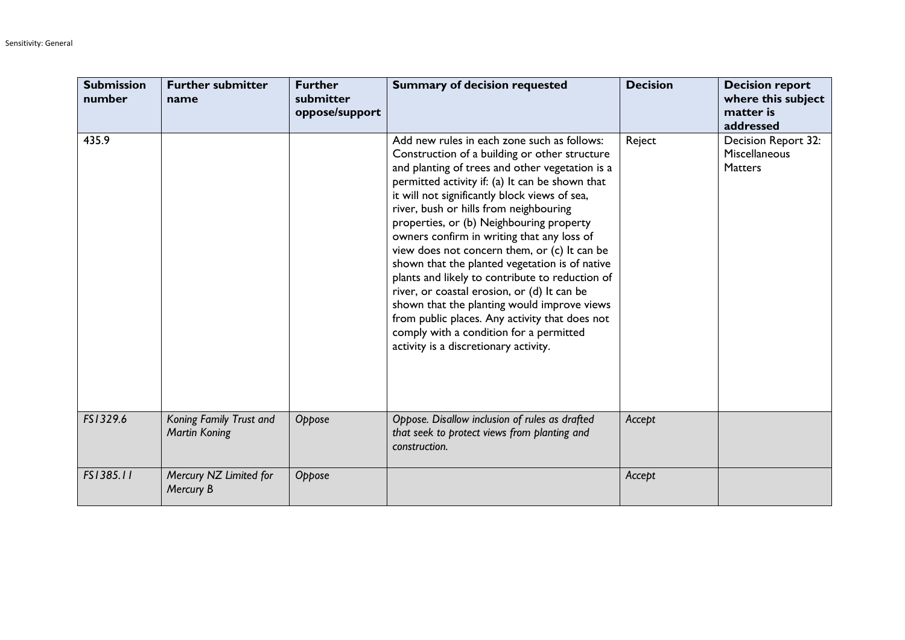| Submission number | Further submitter name | Further submitter oppose/support | Summary of decision requested | Decision | Decision report where this subject matter is addressed |
|---|---|---|---|---|---|
| 435.9 | | | Add new rules in each zone such as follows: Construction of a building or other structure and planting of trees and other vegetation is a permitted activity if: (a) It can be shown that it will not significantly block views of sea, river, bush or hills from neighbouring properties, or (b) Neighbouring property owners confirm in writing that any loss of view does not concern them, or (c) It can be shown that the planted vegetation is of native plants and likely to contribute to reduction of river, or coastal erosion, or (d) It can be shown that the planting would improve views from public places. Any activity that does not comply with a condition for a permitted activity is a discretionary activity. | Reject | Decision Report 32: Miscellaneous Matters |
| *FS1329.6* | *Koning Family Trust and Martin Koning* | *Oppose* | *Oppose. Disallow inclusion of rules as drafted that seek to protect views from planting and construction.* | *Accept* | |
| *FS1385.11* | *Mercury NZ Limited for Mercury B* | *Oppose* | | *Accept* | |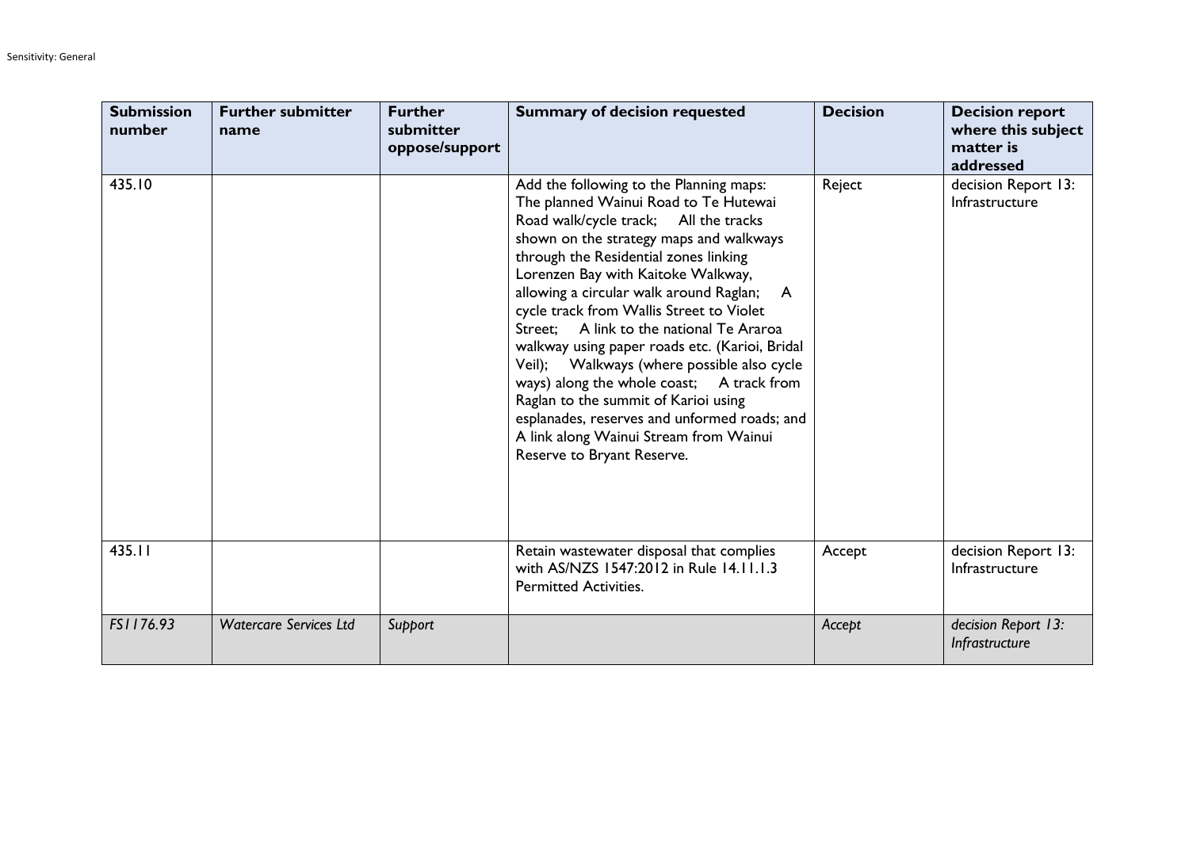| Submission number | Further submitter name | Further submitter oppose/support | Summary of decision requested | Decision | Decision report where this subject matter is addressed |
|---|---|---|---|---|---|
| 435.10 | | | Add the following to the Planning maps: The planned Wainui Road to Te Hutewai Road walk/cycle track; All the tracks shown on the strategy maps and walkways through the Residential zones linking Lorenzen Bay with Kaitoke Walkway, allowing a circular walk around Raglan; A cycle track from Wallis Street to Violet Street; A link to the national Te Araroa walkway using paper roads etc. (Karioi, Bridal Veil); Walkways (where possible also cycle ways) along the whole coast; A track from Raglan to the summit of Karioi using esplanades, reserves and unformed roads; and A link along Wainui Stream from Wainui Reserve to Bryant Reserve. | Reject | decision Report 13: Infrastructure |
| 435.11 | | | Retain wastewater disposal that complies with AS/NZS 1547:2012 in Rule 14.11.1.3 Permitted Activities. | Accept | decision Report 13: Infrastructure |
| *FS1176.93* | *Watercare Services Ltd* | *Support* | | *Accept* | *decision Report 13: Infrastructure* |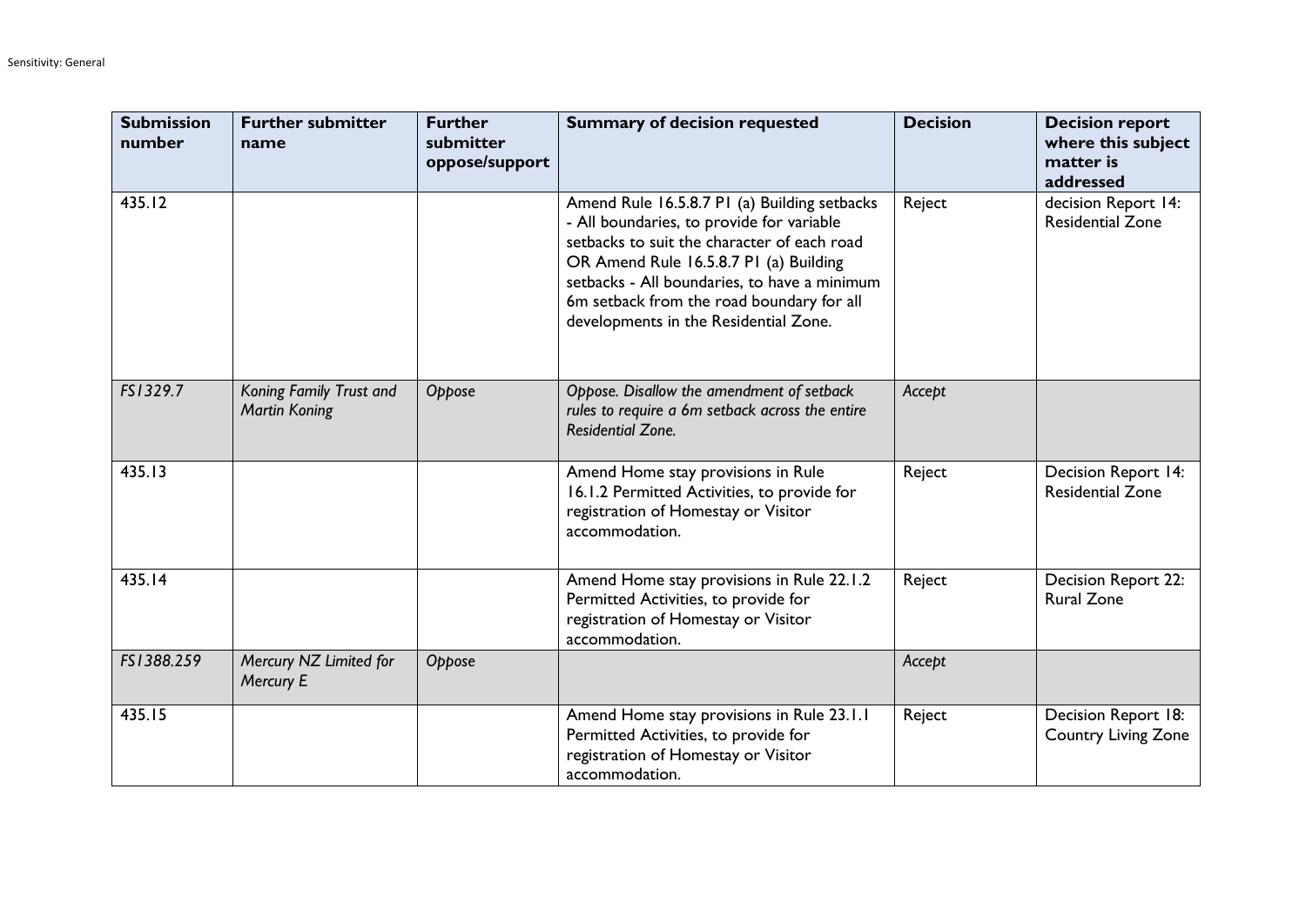| Submission number | Further submitter name | Further submitter oppose/support | Summary of decision requested | Decision | Decision report where this subject matter is addressed |
|---|---|---|---|---|---|
| 435.12 | | | Amend Rule 16.5.8.7 P1 (a) Building setbacks - All boundaries, to provide for variable setbacks to suit the character of each road OR Amend Rule 16.5.8.7 P1 (a) Building setbacks - All boundaries, to have a minimum 6m setback from the road boundary for all developments in the Residential Zone. | Reject | decision Report 14: Residential Zone |
| *FS1329.7* | *Koning Family Trust and Martin Koning* | *Oppose* | *Oppose. Disallow the amendment of setback rules to require a 6m setback across the entire Residential Zone.* | *Accept* | |
| 435.13 | | | Amend Home stay provisions in Rule 16.1.2 Permitted Activities, to provide for registration of Homestay or Visitor accommodation. | Reject | Decision Report 14: Residential Zone |
| 435.14 | | | Amend Home stay provisions in Rule 22.1.2 Permitted Activities, to provide for registration of Homestay or Visitor accommodation. | Reject | Decision Report 22: Rural Zone |
| *FS1388.259* | *Mercury NZ Limited for Mercury E* | *Oppose* | | *Accept* | |
| 435.15 | | | Amend Home stay provisions in Rule 23.1.1 Permitted Activities, to provide for registration of Homestay or Visitor accommodation. | Reject | Decision Report 18: Country Living Zone |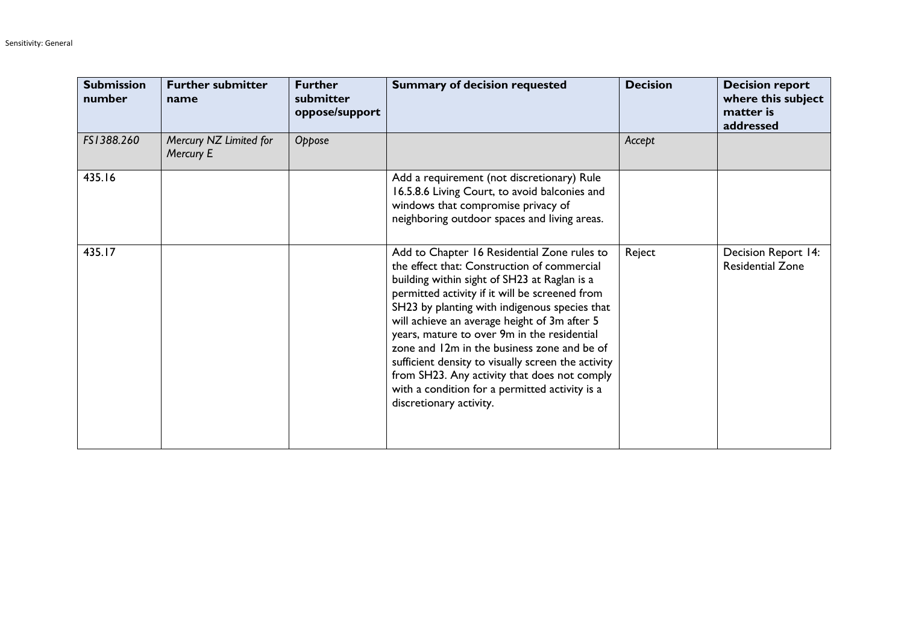| Submission number | Further submitter name | Further submitter oppose/support | Summary of decision requested | Decision | Decision report where this subject matter is addressed |
|---|---|---|---|---|---|
| *FS1388.260* | *Mercury NZ Limited for Mercury E* | *Oppose* | | *Accept* | |
| 435.16 | | | Add a requirement (not discretionary) Rule 16.5.8.6 Living Court, to avoid balconies and windows that compromise privacy of neighboring outdoor spaces and living areas. | | |
| 435.17 | | | Add to Chapter 16 Residential Zone rules to the effect that: Construction of commercial building within sight of SH23 at Raglan is a permitted activity if it will be screened from SH23 by planting with indigenous species that will achieve an average height of 3m after 5 years, mature to over 9m in the residential zone and 12m in the business zone and be of sufficient density to visually screen the activity from SH23. Any activity that does not comply with a condition for a permitted activity is a discretionary activity. | Reject | Decision Report 14: Residential Zone |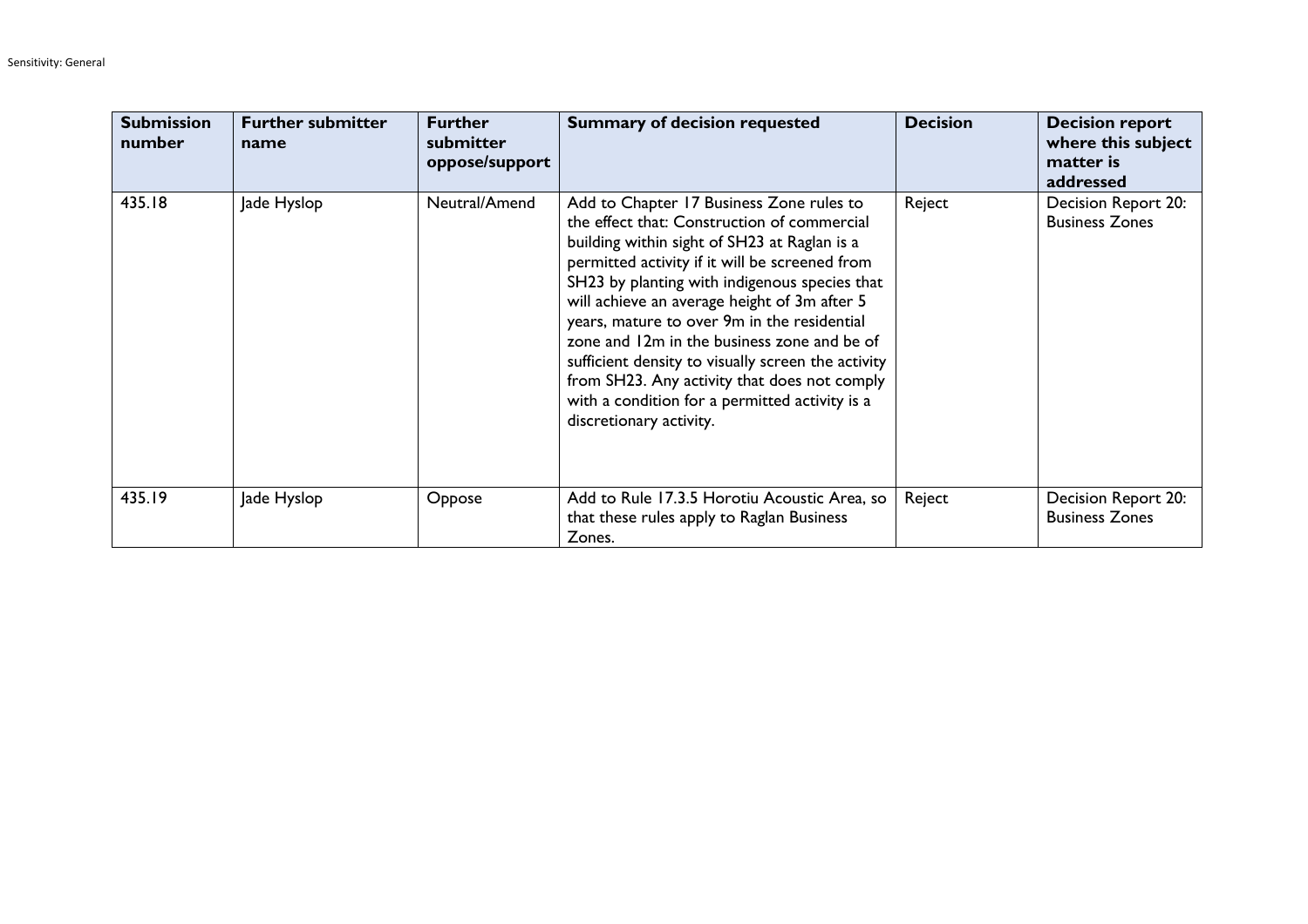| Submission number | Further submitter name | Further submitter oppose/support | Summary of decision requested | Decision | Decision report where this subject matter is addressed |
|---|---|---|---|---|---|
| 435.18 | Jade Hyslop | Neutral/Amend | Add to Chapter 17 Business Zone rules to the effect that: Construction of commercial building within sight of SH23 at Raglan is a permitted activity if it will be screened from SH23 by planting with indigenous species that will achieve an average height of 3m after 5 years, mature to over 9m in the residential zone and 12m in the business zone and be of sufficient density to visually screen the activity from SH23. Any activity that does not comply with a condition for a permitted activity is a discretionary activity. | Reject | Decision Report 20: Business Zones |
| 435.19 | Jade Hyslop | Oppose | Add to Rule 17.3.5 Horotiu Acoustic Area, so that these rules apply to Raglan Business Zones. | Reject | Decision Report 20: Business Zones |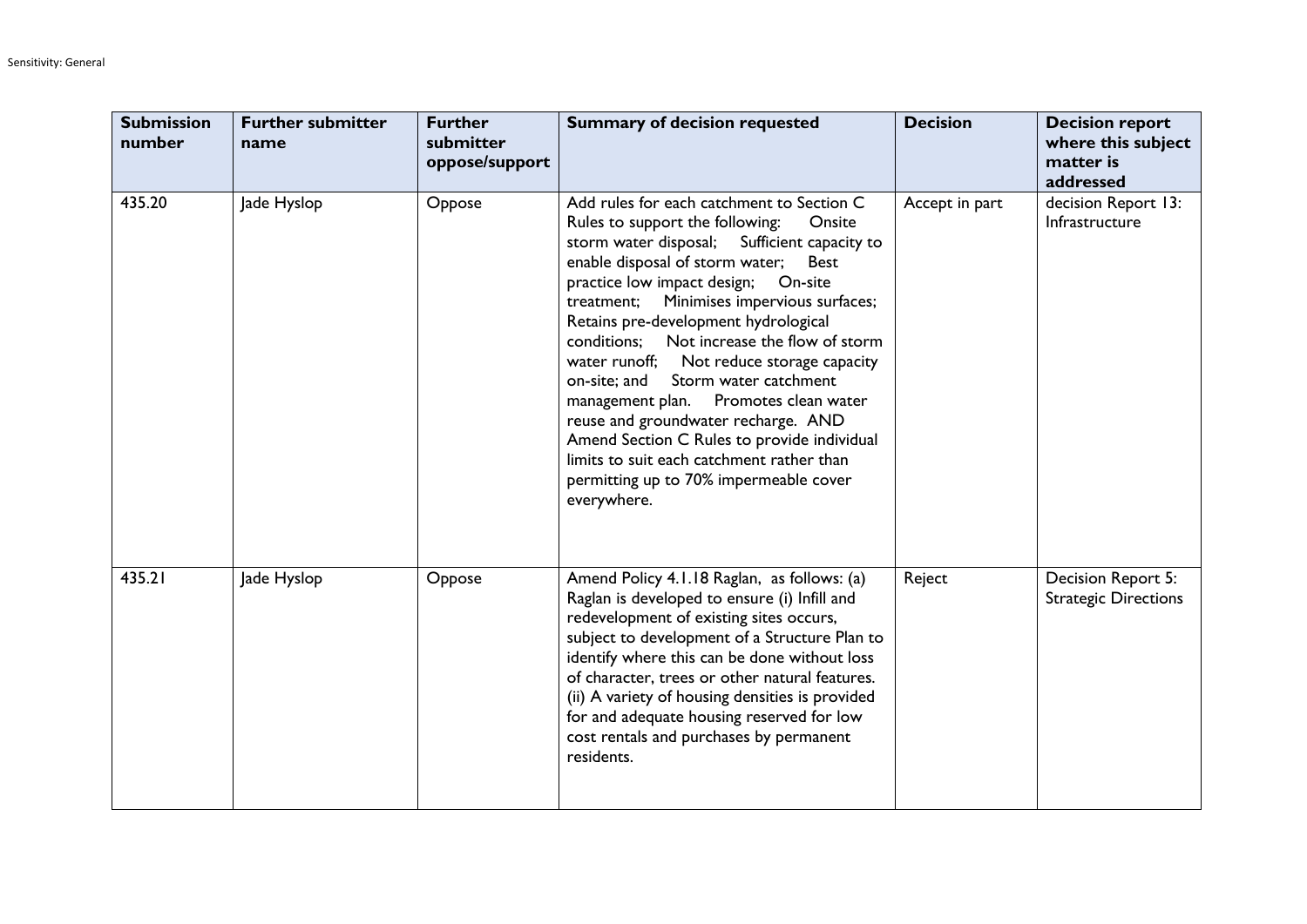| Submission number | Further submitter name | Further submitter oppose/support | Summary of decision requested | Decision | Decision report where this subject matter is addressed |
|---|---|---|---|---|---|
| 435.20 | Jade Hyslop | Oppose | Add rules for each catchment to Section C Rules to support the following: Onsite storm water disposal; Sufficient capacity to enable disposal of storm water; Best practice low impact design; On-site treatment; Minimises impervious surfaces; Retains pre-development hydrological conditions; Not increase the flow of storm water runoff; Not reduce storage capacity on-site; and Storm water catchment management plan. Promotes clean water reuse and groundwater recharge. AND Amend Section C Rules to provide individual limits to suit each catchment rather than permitting up to 70% impermeable cover everywhere. | Accept in part | decision Report 13: Infrastructure |
| 435.21 | Jade Hyslop | Oppose | Amend Policy 4.1.18 Raglan, as follows: (a) Raglan is developed to ensure (i) Infill and redevelopment of existing sites occurs, subject to development of a Structure Plan to identify where this can be done without loss of character, trees or other natural features. (ii) A variety of housing densities is provided for and adequate housing reserved for low cost rentals and purchases by permanent residents. | Reject | Decision Report 5: Strategic Directions |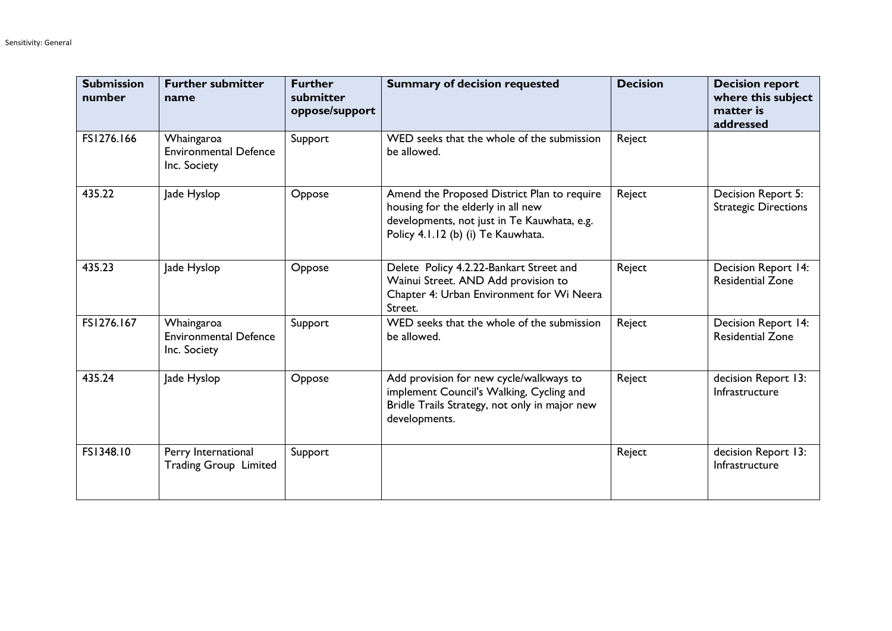| Submission number | Further submitter name | Further submitter oppose/support | Summary of decision requested | Decision | Decision report where this subject matter is addressed |
|---|---|---|---|---|---|
| FS1276.166 | Whaingaroa Environmental Defence Inc. Society | Support | WED seeks that the whole of the submission be allowed. | Reject | |
| 435.22 | Jade Hyslop | Oppose | Amend the Proposed District Plan to require housing for the elderly in all new developments, not just in Te Kauwhata, e.g. Policy 4.1.12 (b) (i) Te Kauwhata. | Reject | Decision Report 5: Strategic Directions |
| 435.23 | Jade Hyslop | Oppose | Delete Policy 4.2.22-Bankart Street and Wainui Street. AND Add provision to Chapter 4: Urban Environment for Wi Neera Street. | Reject | Decision Report 14: Residential Zone |
| FS1276.167 | Whaingaroa Environmental Defence Inc. Society | Support | WED seeks that the whole of the submission be allowed. | Reject | Decision Report 14: Residential Zone |
| 435.24 | Jade Hyslop | Oppose | Add provision for new cycle/walkways to implement Council's Walking, Cycling and Bridle Trails Strategy, not only in major new developments. | Reject | decision Report 13: Infrastructure |
| FS1348.10 | Perry International Trading Group Limited | Support | | Reject | decision Report 13: Infrastructure |